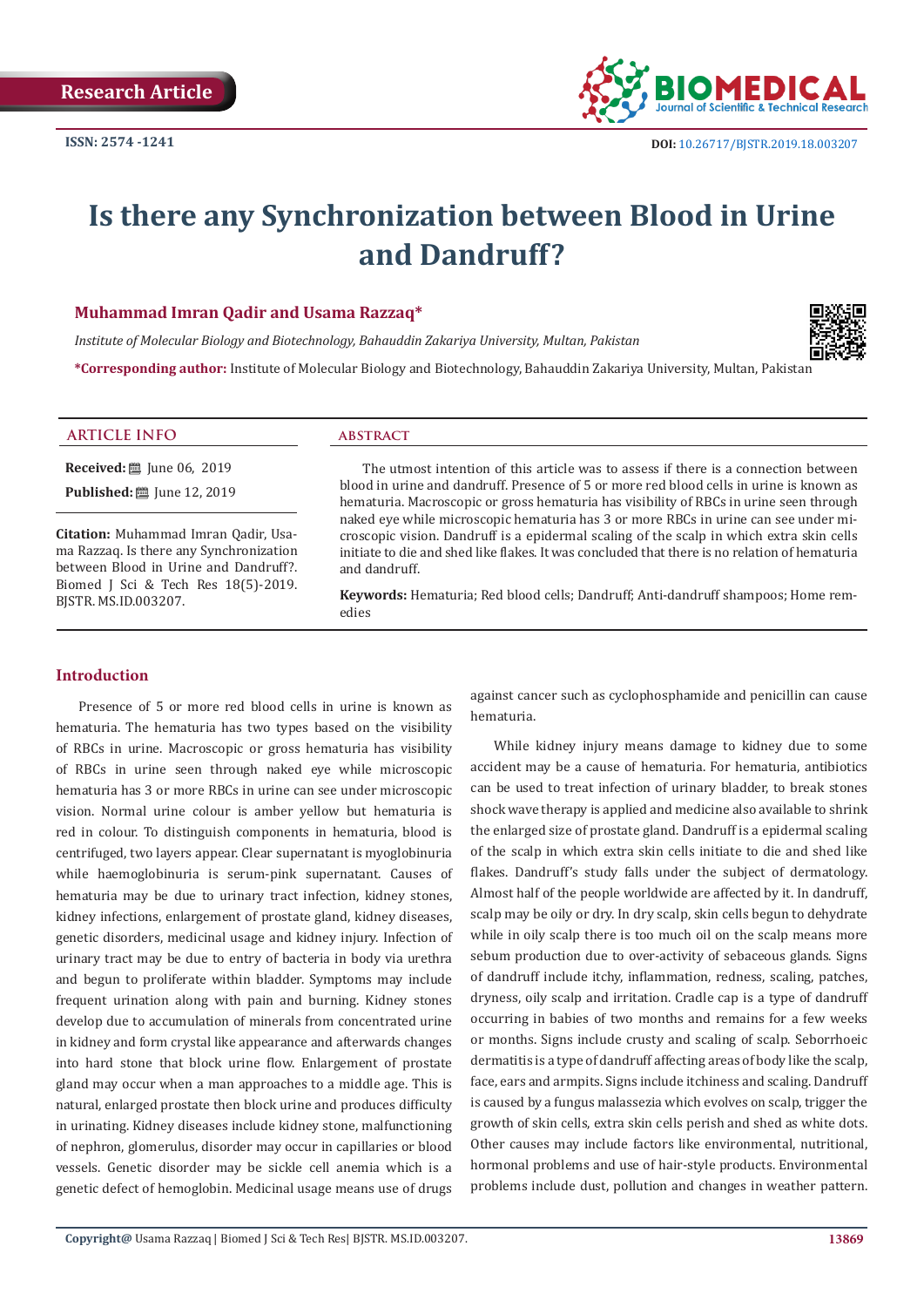Research Article

ISSN: 2574 -1241

DOI: 10.26717/BJSTR.2019.18.003207

# Is there any Synchronization between Blood in Urine and Dandruff?

**Muhammad Imran Qadir and Usama Razzaq***

*Institute of Molecular Biology and Biotechnology, Bahauddin Zakariya University, Multan, Pakistan*

***Corresponding author:** Institute of Molecular Biology and Biotechnology, Bahauddin Zakariya University, Multan, Pakistan

## ARTICLE INFO

**Received:** June 06, 2019

**Published:** June 12, 2019

**Citation:** Muhammad Imran Qadir, Usama Razzaq. Is there any Synchronization between Blood in Urine and Dandruff?. Biomed J Sci & Tech Res 18(5)-2019. BJSTR. MS.ID.003207.

## ABSTRACT

The utmost intention of this article was to assess if there is a connection between blood in urine and dandruff. Presence of 5 or more red blood cells in urine is known as hematuria. Macroscopic or gross hematuria has visibility of RBCs in urine seen through naked eye while microscopic hematuria has 3 or more RBCs in urine can see under microscopic vision. Dandruff is a epidermal scaling of the scalp in which extra skin cells initiate to die and shed like flakes. It was concluded that there is no relation of hematuria and dandruff.

**Keywords:** Hematuria; Red blood cells; Dandruff; Anti-dandruff shampoos; Home remedies

## Introduction

Presence of 5 or more red blood cells in urine is known as hematuria. The hematuria has two types based on the visibility of RBCs in urine. Macroscopic or gross hematuria has visibility of RBCs in urine seen through naked eye while microscopic hematuria has 3 or more RBCs in urine can see under microscopic vision. Normal urine colour is amber yellow but hematuria is red in colour. To distinguish components in hematuria, blood is centrifuged, two layers appear. Clear supernatant is myoglobinuria while haemoglobinuria is serum-pink supernatant. Causes of hematuria may be due to urinary tract infection, kidney stones, kidney infections, enlargement of prostate gland, kidney diseases, genetic disorders, medicinal usage and kidney injury. Infection of urinary tract may be due to entry of bacteria in body via urethra and begun to proliferate within bladder. Symptoms may include frequent urination along with pain and burning. Kidney stones develop due to accumulation of minerals from concentrated urine in kidney and form crystal like appearance and afterwards changes into hard stone that block urine flow. Enlargement of prostate gland may occur when a man approaches to a middle age. This is natural, enlarged prostate then block urine and produces difficulty in urinating. Kidney diseases include kidney stone, malfunctioning of nephron, glomerulus, disorder may occur in capillaries or blood vessels. Genetic disorder may be sickle cell anemia which is a genetic defect of hemoglobin. Medicinal usage means use of drugs against cancer such as cyclophosphamide and penicillin can cause hematuria.

While kidney injury means damage to kidney due to some accident may be a cause of hematuria. For hematuria, antibiotics can be used to treat infection of urinary bladder, to break stones shock wave therapy is applied and medicine also available to shrink the enlarged size of prostate gland. Dandruff is a epidermal scaling of the scalp in which extra skin cells initiate to die and shed like flakes. Dandruff's study falls under the subject of dermatology. Almost half of the people worldwide are affected by it. In dandruff, scalp may be oily or dry. In dry scalp, skin cells begun to dehydrate while in oily scalp there is too much oil on the scalp means more sebum production due to over-activity of sebaceous glands. Signs of dandruff include itchy, inflammation, redness, scaling, patches, dryness, oily scalp and irritation. Cradle cap is a type of dandruff occurring in babies of two months and remains for a few weeks or months. Signs include crusty and scaling of scalp. Seborrhoeic dermatitis is a type of dandruff affecting areas of body like the scalp, face, ears and armpits. Signs include itchiness and scaling. Dandruff is caused by a fungus malassezia which evolves on scalp, trigger the growth of skin cells, extra skin cells perish and shed as white dots. Other causes may include factors like environmental, nutritional, hormonal problems and use of hair-style products. Environmental problems include dust, pollution and changes in weather pattern.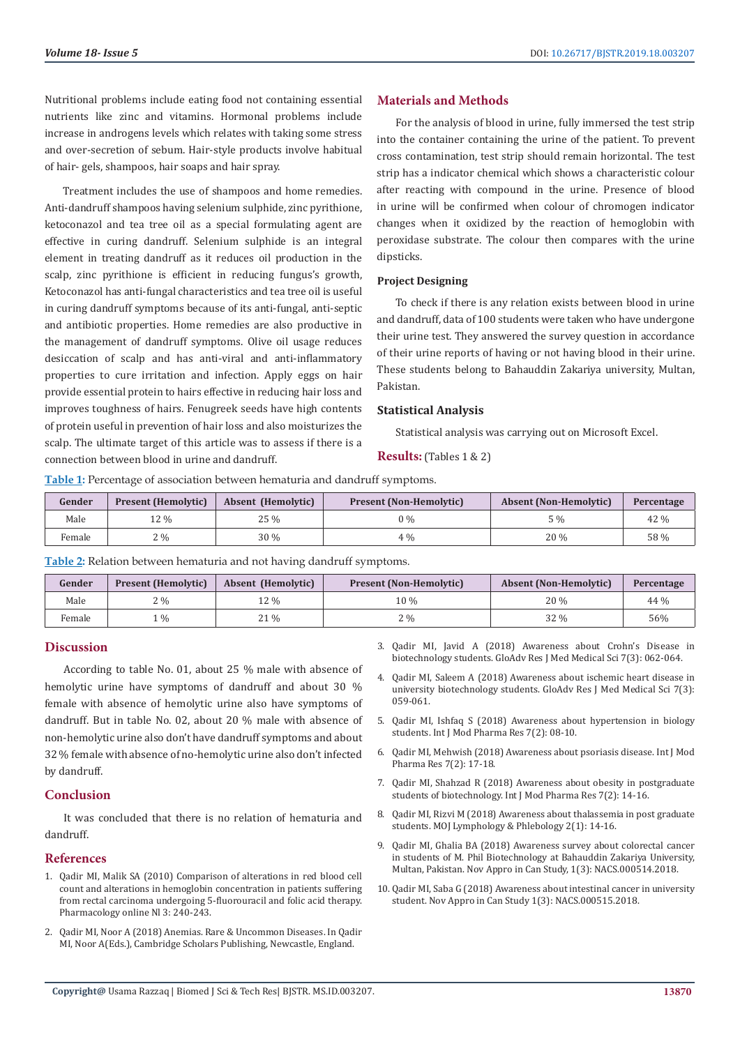Nutritional problems include eating food not containing essential nutrients like zinc and vitamins. Hormonal problems include increase in androgens levels which relates with taking some stress and over-secretion of sebum. Hair-style products involve habitual of hair- gels, shampoos, hair soaps and hair spray.

Treatment includes the use of shampoos and home remedies. Anti-dandruff shampoos having selenium sulphide, zinc pyrithione, ketoconazol and tea tree oil as a special formulating agent are effective in curing dandruff. Selenium sulphide is an integral element in treating dandruff as it reduces oil production in the scalp, zinc pyrithione is efficient in reducing fungus's growth, Ketoconazol has anti-fungal characteristics and tea tree oil is useful in curing dandruff symptoms because of its anti-fungal, anti-septic and antibiotic properties. Home remedies are also productive in the management of dandruff symptoms. Olive oil usage reduces desiccation of scalp and has anti-viral and anti-inflammatory properties to cure irritation and infection. Apply eggs on hair provide essential protein to hairs effective in reducing hair loss and improves toughness of hairs. Fenugreek seeds have high contents of protein useful in prevention of hair loss and also moisturizes the scalp. The ultimate target of this article was to assess if there is a connection between blood in urine and dandruff.

## Materials and Methods

For the analysis of blood in urine, fully immersed the test strip into the container containing the urine of the patient. To prevent cross contamination, test strip should remain horizontal. The test strip has a indicator chemical which shows a characteristic colour after reacting with compound in the urine. Presence of blood in urine will be confirmed when colour of chromogen indicator changes when it oxidized by the reaction of hemoglobin with peroxidase substrate. The colour then compares with the urine dipsticks.

### Project Designing

To check if there is any relation exists between blood in urine and dandruff, data of 100 students were taken who have undergone their urine test. They answered the survey question in accordance of their urine reports of having or not having blood in their urine. These students belong to Bahauddin Zakariya university, Multan, Pakistan.

## Statistical Analysis

Statistical analysis was carrying out on Microsoft Excel.

## Results: (Tables 1 & 2)

**Table 1:** Percentage of association between hematuria and dandruff symptoms.

| Gender | Present (Hemolytic) | Absent (Hemolytic) | Present (Non-Hemolytic) | Absent (Non-Hemolytic) | Percentage |
|---|---|---|---|---|---|
| Male | 12 % | 25 % | 0 % | 5 % | 42 % |
| Female | 2 % | 30 % | 4 % | 20 % | 58 % |

**Table 2:** Relation between hematuria and not having dandruff symptoms.

| Gender | Present (Hemolytic) | Absent (Hemolytic) | Present (Non-Hemolytic) | Absent (Non-Hemolytic) | Percentage |
|---|---|---|---|---|---|
| Male | 2 % | 12 % | 10 % | 20 % | 44 % |
| Female | 1 % | 21 % | 2 % | 32 % | 56% |

## Discussion

According to table No. 01, about 25 % male with absence of hemolytic urine have symptoms of dandruff and about 30 % female with absence of hemolytic urine also have symptoms of dandruff. But in table No. 02, about 20 % male with absence of non-hemolytic urine also don't have dandruff symptoms and about 32 % female with absence of no-hemolytic urine also don't infected by dandruff.

## Conclusion

It was concluded that there is no relation of hematuria and dandruff.

## References

1. Qadir MI, Malik SA (2010) Comparison of alterations in red blood cell count and alterations in hemoglobin concentration in patients suffering from rectal carcinoma undergoing 5-fluorouracil and folic acid therapy. Pharmacology online Nl 3: 240-243.
2. Qadir MI, Noor A (2018) Anemias. Rare & Uncommon Diseases. In Qadir MI, Noor A(Eds.), Cambridge Scholars Publishing, Newcastle, England.
3. Qadir MI, Javid A (2018) Awareness about Crohn's Disease in biotechnology students. GloAdv Res J Med Medical Sci 7(3): 062-064.
4. Qadir MI, Saleem A (2018) Awareness about ischemic heart disease in university biotechnology students. GloAdv Res J Med Medical Sci 7(3): 059-061.
5. Qadir MI, Ishfaq S (2018) Awareness about hypertension in biology students. Int J Mod Pharma Res 7(2): 08-10.
6. Qadir MI, Mehwish (2018) Awareness about psoriasis disease. Int J Mod Pharma Res 7(2): 17-18.
7. Qadir MI, Shahzad R (2018) Awareness about obesity in postgraduate students of biotechnology. Int J Mod Pharma Res 7(2): 14-16.
8. Qadir MI, Rizvi M (2018) Awareness about thalassemia in post graduate students. MOJ Lymphology & Phlebology 2(1): 14-16.
9. Qadir MI, Ghalia BA (2018) Awareness survey about colorectal cancer in students of M. Phil Biotechnology at Bahauddin Zakariya University, Multan, Pakistan. Nov Appro in Can Study, 1(3): NACS.000514.2018.
10. Qadir MI, Saba G (2018) Awareness about intestinal cancer in university student. Nov Appro in Can Study 1(3): NACS.000515.2018.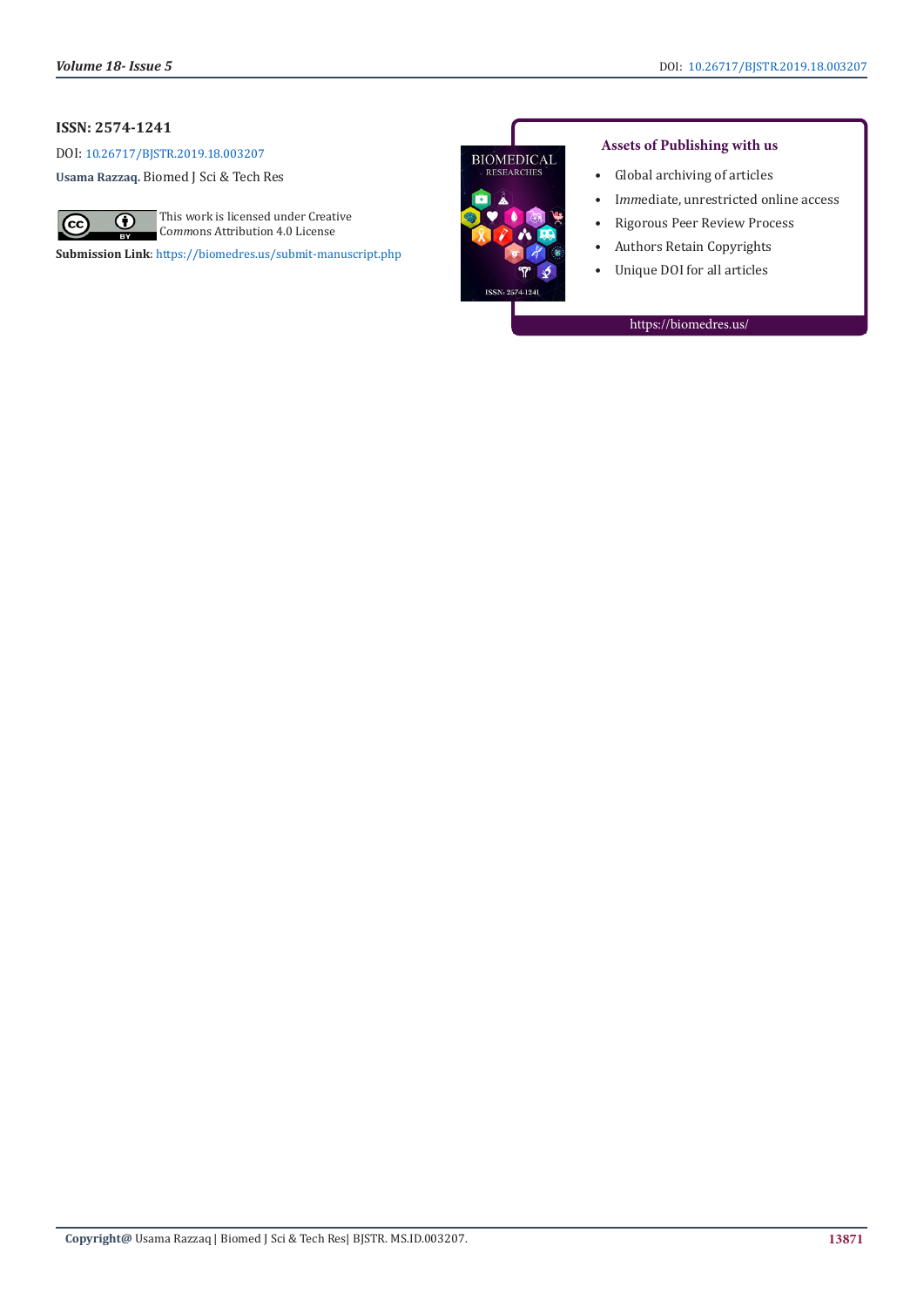**ISSN: 2574-1241**

DOI: 10.26717/BJSTR.2019.18.003207

**Usama Razzaq.** Biomed J Sci & Tech Res

This work is licensed under Creative Commons Attribution 4.0 License

**Submission Link**: https://biomedres.us/submit-manuscript.php

**Assets of Publishing with us**

- Global archiving of articles
- Immediate, unrestricted online access
- Rigorous Peer Review Process
- Authors Retain Copyrights
- Unique DOI for all articles

https://biomedres.us/